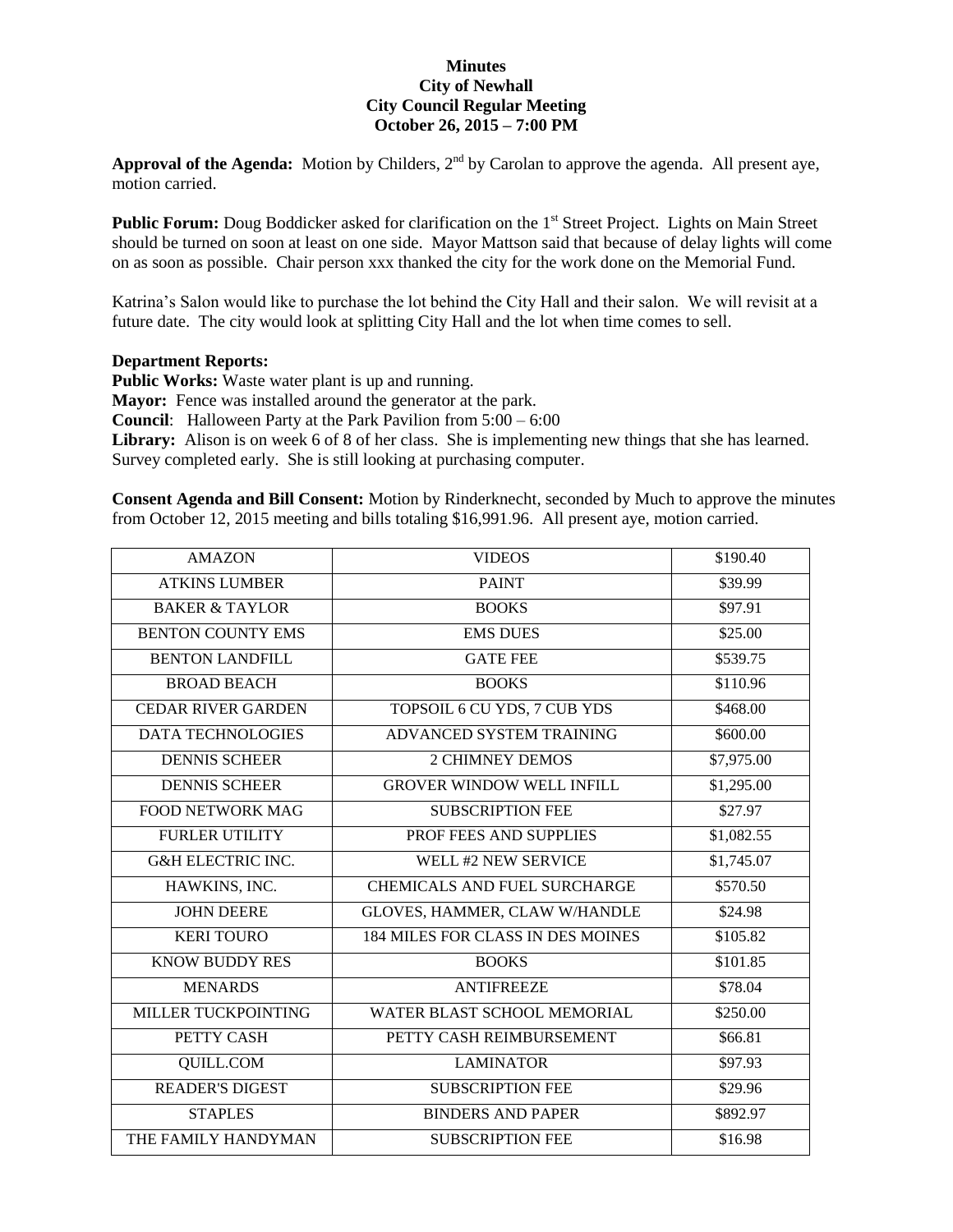**Minutes**
**City of Newhall**
**City Council Regular Meeting**
**October 26, 2015 – 7:00 PM**

**Approval of the Agenda:** Motion by Childers, 2nd by Carolan to approve the agenda. All present aye, motion carried.

**Public Forum:** Doug Boddicker asked for clarification on the 1st Street Project. Lights on Main Street should be turned on soon at least on one side. Mayor Mattson said that because of delay lights will come on as soon as possible. Chair person xxx thanked the city for the work done on the Memorial Fund.

Katrina's Salon would like to purchase the lot behind the City Hall and their salon. We will revisit at a future date. The city would look at splitting City Hall and the lot when time comes to sell.

**Department Reports:**

**Public Works:** Waste water plant is up and running.
**Mayor:** Fence was installed around the generator at the park.
**Council**: Halloween Party at the Park Pavilion from 5:00 – 6:00
**Library:** Alison is on week 6 of 8 of her class. She is implementing new things that she has learned. Survey completed early. She is still looking at purchasing computer.

**Consent Agenda and Bill Consent:** Motion by Rinderknecht, seconded by Much to approve the minutes from October 12, 2015 meeting and bills totaling $16,991.96. All present aye, motion carried.

| | | |
|---|---|---|
| AMAZON | VIDEOS | $190.40 |
| ATKINS LUMBER | PAINT | $39.99 |
| BAKER & TAYLOR | BOOKS | $97.91 |
| BENTON COUNTY EMS | EMS DUES | $25.00 |
| BENTON LANDFILL | GATE FEE | $539.75 |
| BROAD BEACH | BOOKS | $110.96 |
| CEDAR RIVER GARDEN | TOPSOIL 6 CU YDS, 7 CUB YDS | $468.00 |
| DATA TECHNOLOGIES | ADVANCED SYSTEM TRAINING | $600.00 |
| DENNIS SCHEER | 2 CHIMNEY DEMOS | $7,975.00 |
| DENNIS SCHEER | GROVER WINDOW WELL INFILL | $1,295.00 |
| FOOD NETWORK MAG | SUBSCRIPTION FEE | $27.97 |
| FURLER UTILITY | PROF FEES AND SUPPLIES | $1,082.55 |
| G&H ELECTRIC INC. | WELL #2 NEW SERVICE | $1,745.07 |
| HAWKINS, INC. | CHEMICALS AND FUEL SURCHARGE | $570.50 |
| JOHN DEERE | GLOVES, HAMMER, CLAW W/HANDLE | $24.98 |
| KERI TOURO | 184 MILES FOR CLASS IN DES MOINES | $105.82 |
| KNOW BUDDY RES | BOOKS | $101.85 |
| MENARDS | ANTIFREEZE | $78.04 |
| MILLER TUCKPOINTING | WATER BLAST SCHOOL MEMORIAL | $250.00 |
| PETTY CASH | PETTY CASH REIMBURSEMENT | $66.81 |
| QUILL.COM | LAMINATOR | $97.93 |
| READER'S DIGEST | SUBSCRIPTION FEE | $29.96 |
| STAPLES | BINDERS AND PAPER | $892.97 |
| THE FAMILY HANDYMAN | SUBSCRIPTION FEE | $16.98 |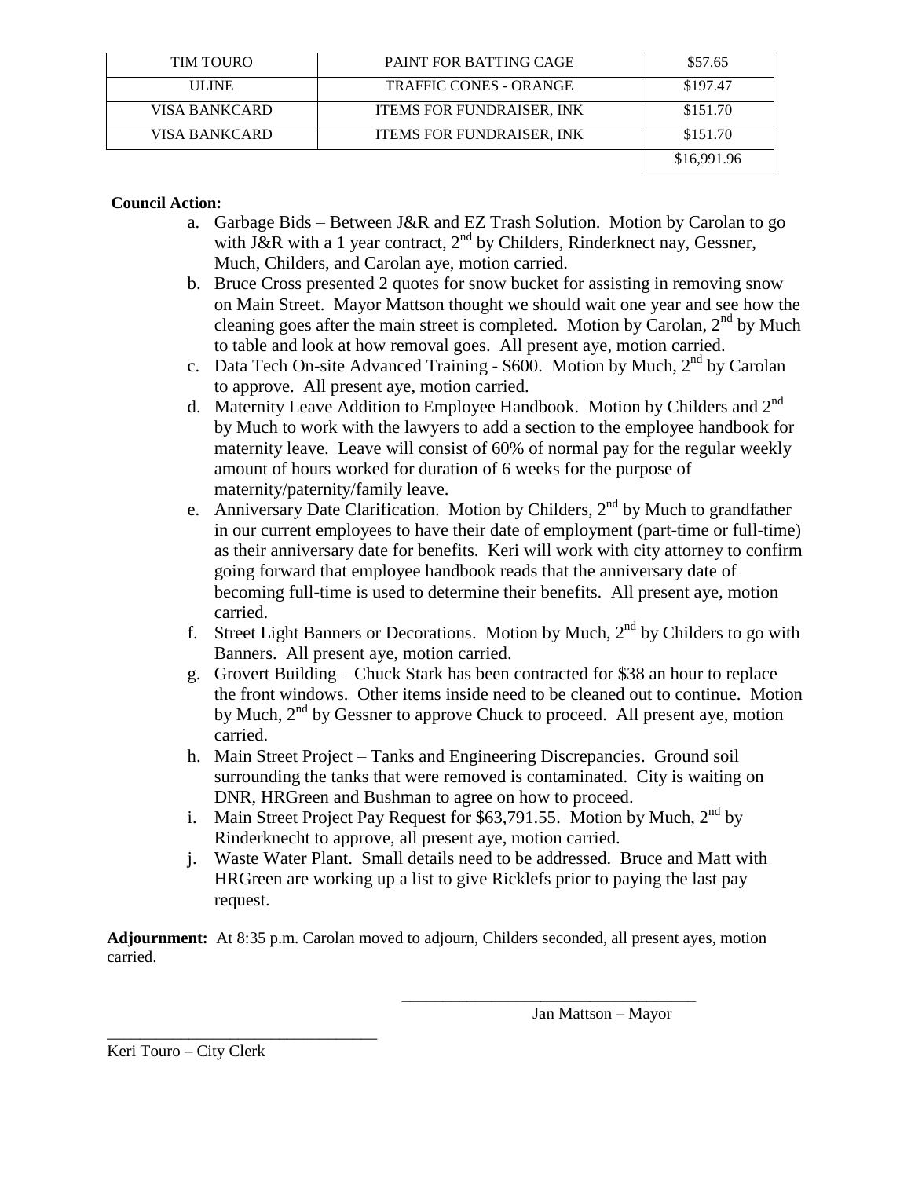| | | |
|---|---|---|
| TIM TOURO | PAINT FOR BATTING CAGE | \$57.65 |
| ULINE | TRAFFIC CONES - ORANGE | \$197.47 |
| VISA BANKCARD | ITEMS FOR FUNDRAISER, INK | \$151.70 |
| VISA BANKCARD | ITEMS FOR FUNDRAISER, INK | \$151.70 |
| | | \$16,991.96 |

**Council Action:**

a. Garbage Bids – Between J&R and EZ Trash Solution. Motion by Carolan to go with J&R with a 1 year contract, 2nd by Childers, Rinderknect nay, Gessner, Much, Childers, and Carolan aye, motion carried.
b. Bruce Cross presented 2 quotes for snow bucket for assisting in removing snow on Main Street. Mayor Mattson thought we should wait one year and see how the cleaning goes after the main street is completed. Motion by Carolan, 2nd by Much to table and look at how removal goes. All present aye, motion carried.
c. Data Tech On-site Advanced Training - \$600. Motion by Much, 2nd by Carolan to approve. All present aye, motion carried.
d. Maternity Leave Addition to Employee Handbook. Motion by Childers and 2nd by Much to work with the lawyers to add a section to the employee handbook for maternity leave. Leave will consist of 60% of normal pay for the regular weekly amount of hours worked for duration of 6 weeks for the purpose of maternity/paternity/family leave.
e. Anniversary Date Clarification. Motion by Childers, 2nd by Much to grandfather in our current employees to have their date of employment (part-time or full-time) as their anniversary date for benefits. Keri will work with city attorney to confirm going forward that employee handbook reads that the anniversary date of becoming full-time is used to determine their benefits. All present aye, motion carried.
f. Street Light Banners or Decorations. Motion by Much, 2nd by Childers to go with Banners. All present aye, motion carried.
g. Grovert Building – Chuck Stark has been contracted for \$38 an hour to replace the front windows. Other items inside need to be cleaned out to continue. Motion by Much, 2nd by Gessner to approve Chuck to proceed. All present aye, motion carried.
h. Main Street Project – Tanks and Engineering Discrepancies. Ground soil surrounding the tanks that were removed is contaminated. City is waiting on DNR, HRGreen and Bushman to agree on how to proceed.
i. Main Street Project Pay Request for \$63,791.55. Motion by Much, 2nd by Rinderknecht to approve, all present aye, motion carried.
j. Waste Water Plant. Small details need to be addressed. Bruce and Matt with HRGreen are working up a list to give Ricklefs prior to paying the last pay request.

**Adjournment:** At 8:35 p.m. Carolan moved to adjourn, Childers seconded, all present ayes, motion carried.

\_\_\_\_\_\_\_\_\_\_\_\_\_\_\_\_\_\_\_\_\_\_\_\_\_\_\_\_\_\_\_\_\_\_\_\_

Jan Mattson – Mayor

\_\_\_\_\_\_\_\_\_\_\_\_\_\_\_\_\_\_\_\_\_\_\_\_\_\_\_\_\_\_\_\_\_\_\_\_

Keri Touro – City Clerk